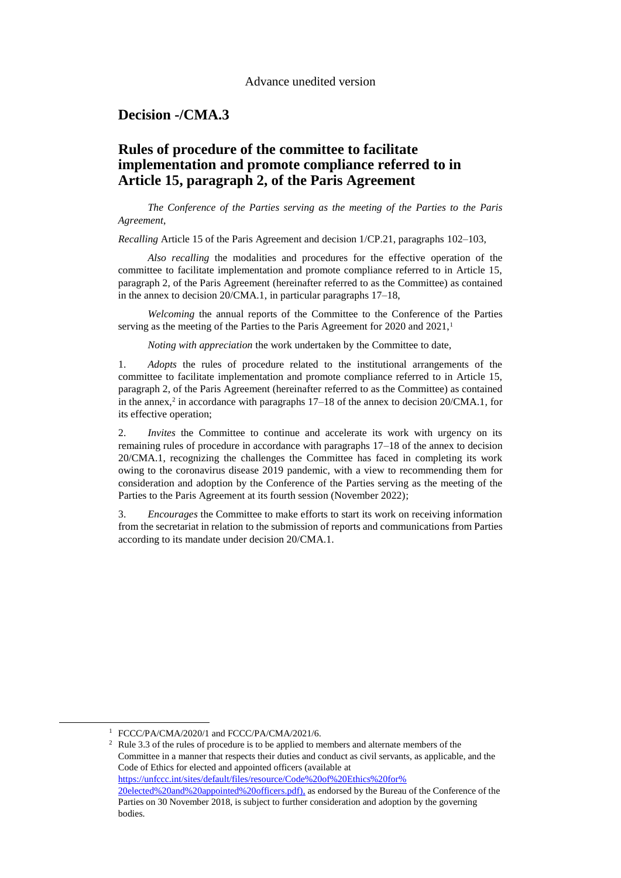Advance unedited version

# Decision -/CMA.3

## Rules of procedure of the committee to facilitate implementation and promote compliance referred to in Article 15, paragraph 2, of the Paris Agreement

*The Conference of the Parties serving as the meeting of the Parties to the Paris Agreement*,

*Recalling* Article 15 of the Paris Agreement and decision 1/CP.21, paragraphs 102–103,

*Also recalling* the modalities and procedures for the effective operation of the committee to facilitate implementation and promote compliance referred to in Article 15, paragraph 2, of the Paris Agreement (hereinafter referred to as the Committee) as contained in the annex to decision 20/CMA.1, in particular paragraphs 17–18,

*Welcoming* the annual reports of the Committee to the Conference of the Parties serving as the meeting of the Parties to the Paris Agreement for 2020 and 2021,[1]

*Noting with appreciation* the work undertaken by the Committee to date,

1. *Adopts* the rules of procedure related to the institutional arrangements of the committee to facilitate implementation and promote compliance referred to in Article 15, paragraph 2, of the Paris Agreement (hereinafter referred to as the Committee) as contained in the annex,[2] in accordance with paragraphs 17–18 of the annex to decision 20/CMA.1, for its effective operation;

2. *Invites* the Committee to continue and accelerate its work with urgency on its remaining rules of procedure in accordance with paragraphs 17–18 of the annex to decision 20/CMA.1, recognizing the challenges the Committee has faced in completing its work owing to the coronavirus disease 2019 pandemic, with a view to recommending them for consideration and adoption by the Conference of the Parties serving as the meeting of the Parties to the Paris Agreement at its fourth session (November 2022);

3. *Encourages* the Committee to make efforts to start its work on receiving information from the secretariat in relation to the submission of reports and communications from Parties according to its mandate under decision 20/CMA.1.

---

[1] FCCC/PA/CMA/2020/1 and FCCC/PA/CMA/2021/6.

[2] Rule 3.3 of the rules of procedure is to be applied to members and alternate members of the Committee in a manner that respects their duties and conduct as civil servants, as applicable, and the Code of Ethics for elected and appointed officers (available at https://unfccc.int/sites/default/files/resource/Code%20of%20Ethics%20for%20elected%20and%20appointed%20officers.pdf), as endorsed by the Bureau of the Conference of the Parties on 30 November 2018, is subject to further consideration and adoption by the governing bodies.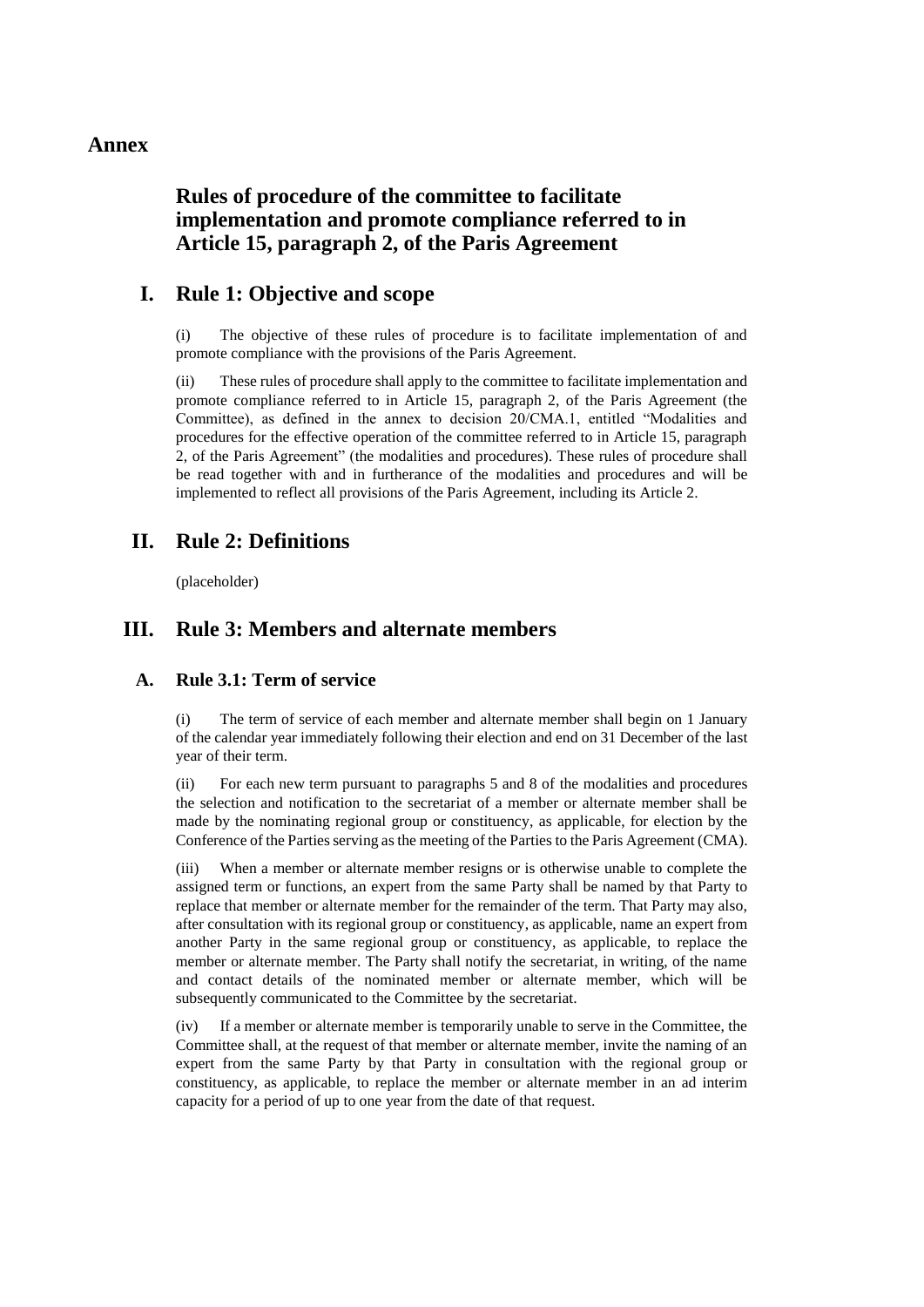# Annex

## Rules of procedure of the committee to facilitate implementation and promote compliance referred to in Article 15, paragraph 2, of the Paris Agreement

## I. Rule 1: Objective and scope

(i) The objective of these rules of procedure is to facilitate implementation of and promote compliance with the provisions of the Paris Agreement.

(ii) These rules of procedure shall apply to the committee to facilitate implementation and promote compliance referred to in Article 15, paragraph 2, of the Paris Agreement (the Committee), as defined in the annex to decision 20/CMA.1, entitled "Modalities and procedures for the effective operation of the committee referred to in Article 15, paragraph 2, of the Paris Agreement" (the modalities and procedures). These rules of procedure shall be read together with and in furtherance of the modalities and procedures and will be implemented to reflect all provisions of the Paris Agreement, including its Article 2.

## II. Rule 2: Definitions

(placeholder)

## III. Rule 3: Members and alternate members

### A. Rule 3.1: Term of service

(i) The term of service of each member and alternate member shall begin on 1 January of the calendar year immediately following their election and end on 31 December of the last year of their term.

(ii) For each new term pursuant to paragraphs 5 and 8 of the modalities and procedures the selection and notification to the secretariat of a member or alternate member shall be made by the nominating regional group or constituency, as applicable, for election by the Conference of the Parties serving as the meeting of the Parties to the Paris Agreement (CMA).

(iii) When a member or alternate member resigns or is otherwise unable to complete the assigned term or functions, an expert from the same Party shall be named by that Party to replace that member or alternate member for the remainder of the term. That Party may also, after consultation with its regional group or constituency, as applicable, name an expert from another Party in the same regional group or constituency, as applicable, to replace the member or alternate member. The Party shall notify the secretariat, in writing, of the name and contact details of the nominated member or alternate member, which will be subsequently communicated to the Committee by the secretariat.

(iv) If a member or alternate member is temporarily unable to serve in the Committee, the Committee shall, at the request of that member or alternate member, invite the naming of an expert from the same Party by that Party in consultation with the regional group or constituency, as applicable, to replace the member or alternate member in an ad interim capacity for a period of up to one year from the date of that request.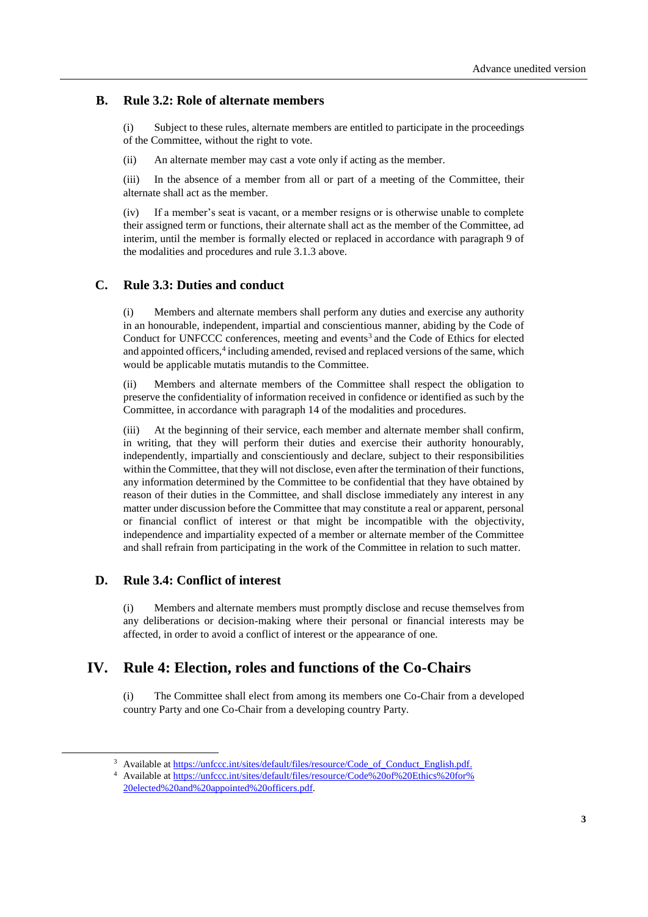## B. Rule 3.2: Role of alternate members

(i) Subject to these rules, alternate members are entitled to participate in the proceedings of the Committee, without the right to vote.

(ii) An alternate member may cast a vote only if acting as the member.

(iii) In the absence of a member from all or part of a meeting of the Committee, their alternate shall act as the member.

(iv) If a member's seat is vacant, or a member resigns or is otherwise unable to complete their assigned term or functions, their alternate shall act as the member of the Committee, ad interim, until the member is formally elected or replaced in accordance with paragraph 9 of the modalities and procedures and rule 3.1.3 above.

## C. Rule 3.3: Duties and conduct

(i) Members and alternate members shall perform any duties and exercise any authority in an honourable, independent, impartial and conscientious manner, abiding by the Code of Conduct for UNFCCC conferences, meeting and events[3] and the Code of Ethics for elected and appointed officers,[4] including amended, revised and replaced versions of the same, which would be applicable mutatis mutandis to the Committee.

(ii) Members and alternate members of the Committee shall respect the obligation to preserve the confidentiality of information received in confidence or identified as such by the Committee, in accordance with paragraph 14 of the modalities and procedures.

(iii) At the beginning of their service, each member and alternate member shall confirm, in writing, that they will perform their duties and exercise their authority honourably, independently, impartially and conscientiously and declare, subject to their responsibilities within the Committee, that they will not disclose, even after the termination of their functions, any information determined by the Committee to be confidential that they have obtained by reason of their duties in the Committee, and shall disclose immediately any interest in any matter under discussion before the Committee that may constitute a real or apparent, personal or financial conflict of interest or that might be incompatible with the objectivity, independence and impartiality expected of a member or alternate member of the Committee and shall refrain from participating in the work of the Committee in relation to such matter.

## D. Rule 3.4: Conflict of interest

(i) Members and alternate members must promptly disclose and recuse themselves from any deliberations or decision-making where their personal or financial interests may be affected, in order to avoid a conflict of interest or the appearance of one.

# IV. Rule 4: Election, roles and functions of the Co-Chairs

(i) The Committee shall elect from among its members one Co-Chair from a developed country Party and one Co-Chair from a developing country Party.

---

[3] Available at https://unfccc.int/sites/default/files/resource/Code_of_Conduct_English.pdf.

[4] Available at https://unfccc.int/sites/default/files/resource/Code%20of%20Ethics%20for%20elected%20and%20appointed%20officers.pdf.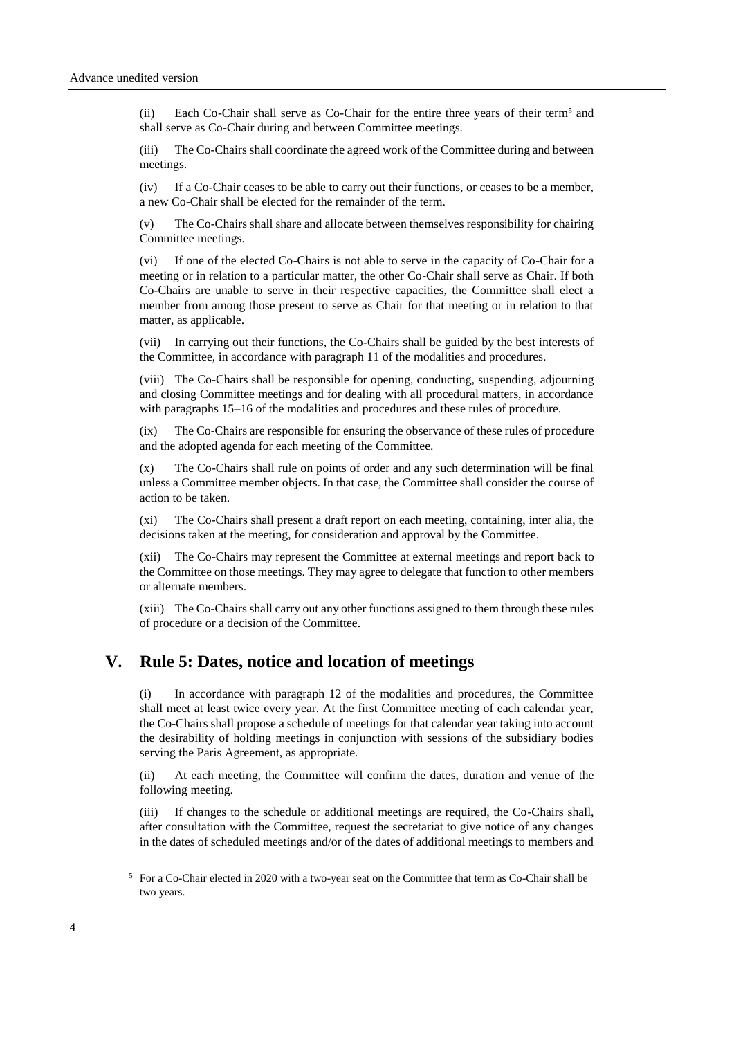(ii) Each Co-Chair shall serve as Co-Chair for the entire three years of their term[5] and shall serve as Co-Chair during and between Committee meetings.

(iii) The Co-Chairs shall coordinate the agreed work of the Committee during and between meetings.

(iv) If a Co-Chair ceases to be able to carry out their functions, or ceases to be a member, a new Co-Chair shall be elected for the remainder of the term.

(v) The Co-Chairs shall share and allocate between themselves responsibility for chairing Committee meetings.

(vi) If one of the elected Co-Chairs is not able to serve in the capacity of Co-Chair for a meeting or in relation to a particular matter, the other Co-Chair shall serve as Chair. If both Co-Chairs are unable to serve in their respective capacities, the Committee shall elect a member from among those present to serve as Chair for that meeting or in relation to that matter, as applicable.

(vii) In carrying out their functions, the Co-Chairs shall be guided by the best interests of the Committee, in accordance with paragraph 11 of the modalities and procedures.

(viii) The Co-Chairs shall be responsible for opening, conducting, suspending, adjourning and closing Committee meetings and for dealing with all procedural matters, in accordance with paragraphs 15–16 of the modalities and procedures and these rules of procedure.

(ix) The Co-Chairs are responsible for ensuring the observance of these rules of procedure and the adopted agenda for each meeting of the Committee.

(x) The Co-Chairs shall rule on points of order and any such determination will be final unless a Committee member objects. In that case, the Committee shall consider the course of action to be taken.

(xi) The Co-Chairs shall present a draft report on each meeting, containing, inter alia, the decisions taken at the meeting, for consideration and approval by the Committee.

(xii) The Co-Chairs may represent the Committee at external meetings and report back to the Committee on those meetings. They may agree to delegate that function to other members or alternate members.

(xiii) The Co-Chairs shall carry out any other functions assigned to them through these rules of procedure or a decision of the Committee.

# V. Rule 5: Dates, notice and location of meetings

(i) In accordance with paragraph 12 of the modalities and procedures, the Committee shall meet at least twice every year. At the first Committee meeting of each calendar year, the Co-Chairs shall propose a schedule of meetings for that calendar year taking into account the desirability of holding meetings in conjunction with sessions of the subsidiary bodies serving the Paris Agreement, as appropriate.

(ii) At each meeting, the Committee will confirm the dates, duration and venue of the following meeting.

(iii) If changes to the schedule or additional meetings are required, the Co-Chairs shall, after consultation with the Committee, request the secretariat to give notice of any changes in the dates of scheduled meetings and/or of the dates of additional meetings to members and

[5] For a Co-Chair elected in 2020 with a two-year seat on the Committee that term as Co-Chair shall be two years.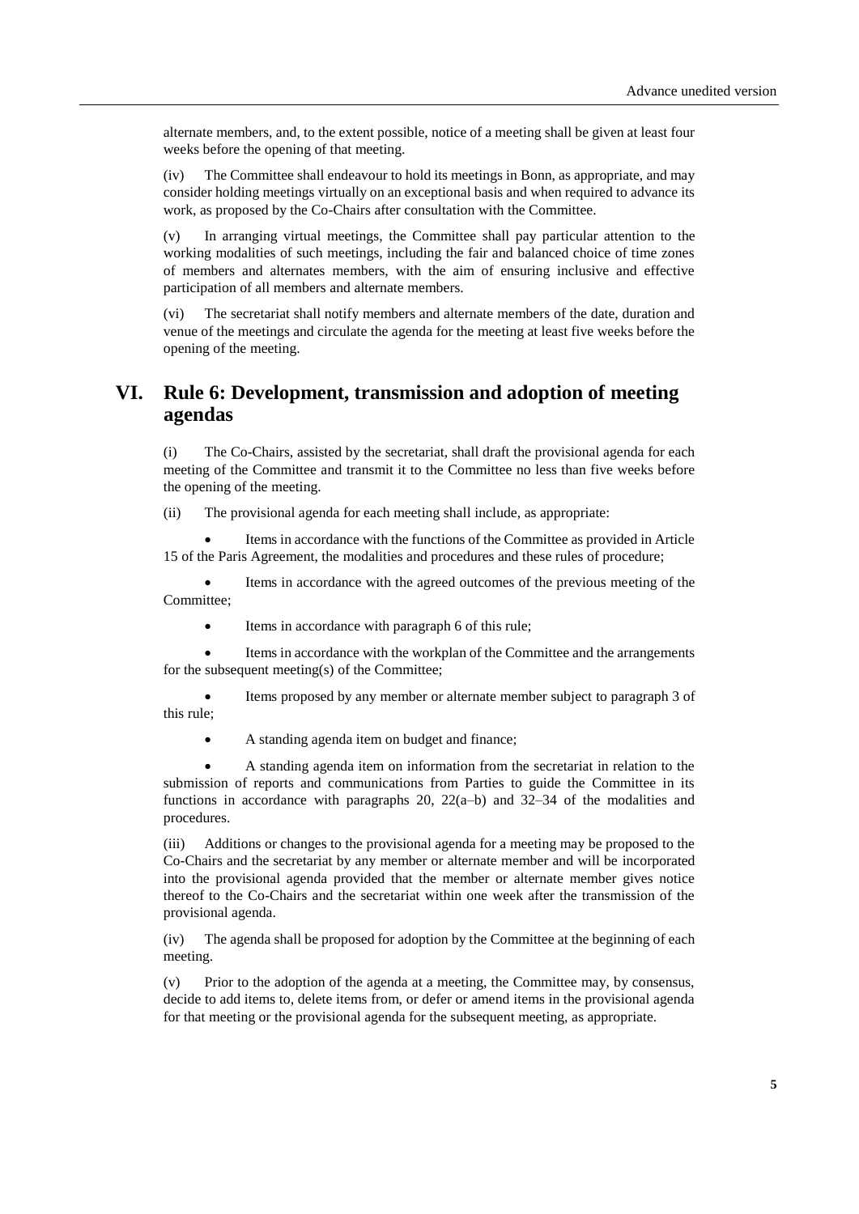alternate members, and, to the extent possible, notice of a meeting shall be given at least four weeks before the opening of that meeting.

(iv) The Committee shall endeavour to hold its meetings in Bonn, as appropriate, and may consider holding meetings virtually on an exceptional basis and when required to advance its work, as proposed by the Co-Chairs after consultation with the Committee.

(v) In arranging virtual meetings, the Committee shall pay particular attention to the working modalities of such meetings, including the fair and balanced choice of time zones of members and alternates members, with the aim of ensuring inclusive and effective participation of all members and alternate members.

(vi) The secretariat shall notify members and alternate members of the date, duration and venue of the meetings and circulate the agenda for the meeting at least five weeks before the opening of the meeting.

# VI. Rule 6: Development, transmission and adoption of meeting agendas

(i) The Co-Chairs, assisted by the secretariat, shall draft the provisional agenda for each meeting of the Committee and transmit it to the Committee no less than five weeks before the opening of the meeting.

(ii) The provisional agenda for each meeting shall include, as appropriate:

- Items in accordance with the functions of the Committee as provided in Article 15 of the Paris Agreement, the modalities and procedures and these rules of procedure;
- Items in accordance with the agreed outcomes of the previous meeting of the Committee;
- Items in accordance with paragraph 6 of this rule;
- Items in accordance with the workplan of the Committee and the arrangements for the subsequent meeting(s) of the Committee;
- Items proposed by any member or alternate member subject to paragraph 3 of this rule;
- A standing agenda item on budget and finance;
- A standing agenda item on information from the secretariat in relation to the submission of reports and communications from Parties to guide the Committee in its functions in accordance with paragraphs 20, 22(a–b) and 32–34 of the modalities and procedures.

(iii) Additions or changes to the provisional agenda for a meeting may be proposed to the Co-Chairs and the secretariat by any member or alternate member and will be incorporated into the provisional agenda provided that the member or alternate member gives notice thereof to the Co-Chairs and the secretariat within one week after the transmission of the provisional agenda.

(iv) The agenda shall be proposed for adoption by the Committee at the beginning of each meeting.

(v) Prior to the adoption of the agenda at a meeting, the Committee may, by consensus, decide to add items to, delete items from, or defer or amend items in the provisional agenda for that meeting or the provisional agenda for the subsequent meeting, as appropriate.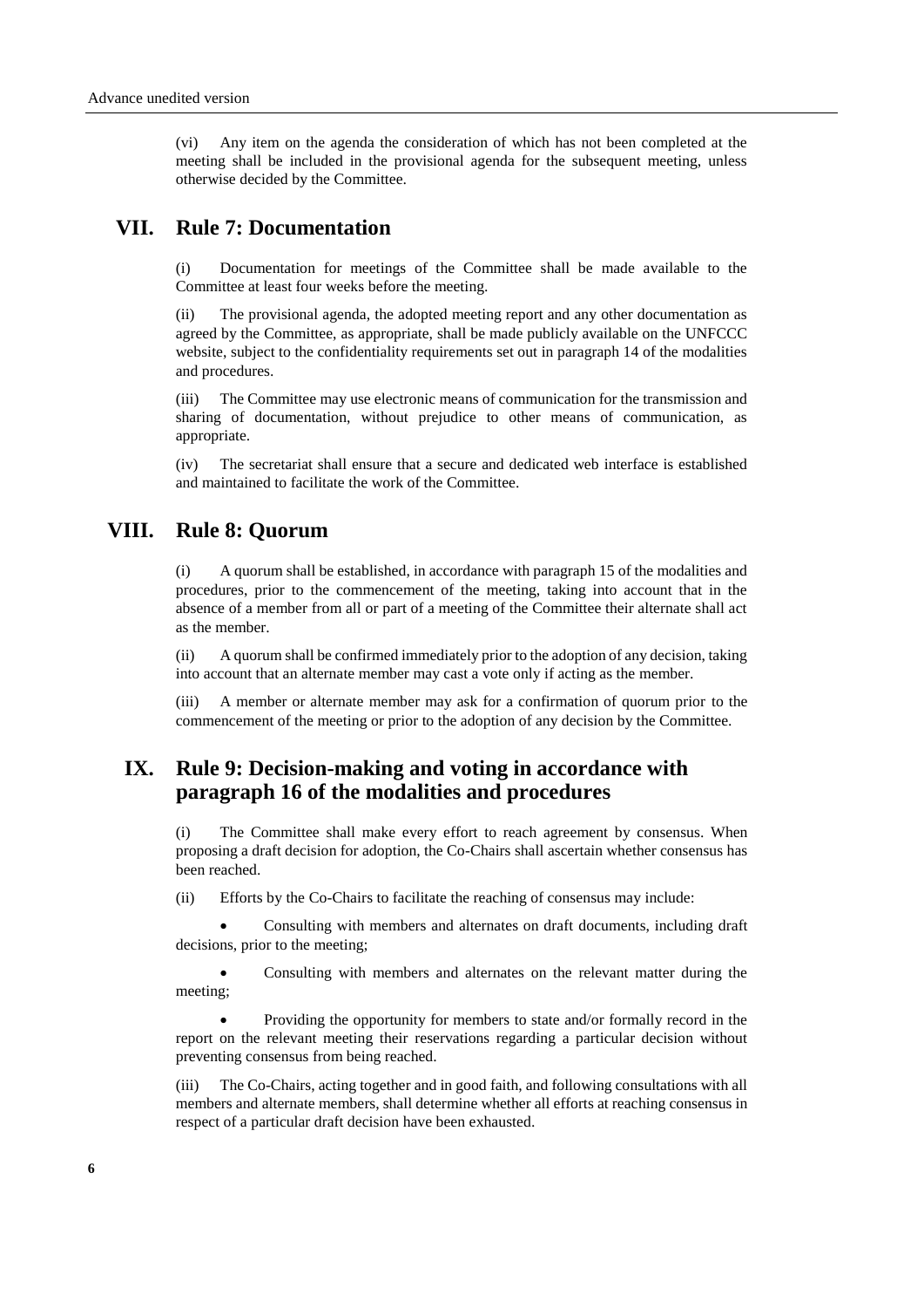(vi) Any item on the agenda the consideration of which has not been completed at the meeting shall be included in the provisional agenda for the subsequent meeting, unless otherwise decided by the Committee.

## VII. Rule 7: Documentation

(i) Documentation for meetings of the Committee shall be made available to the Committee at least four weeks before the meeting.

(ii) The provisional agenda, the adopted meeting report and any other documentation as agreed by the Committee, as appropriate, shall be made publicly available on the UNFCCC website, subject to the confidentiality requirements set out in paragraph 14 of the modalities and procedures.

(iii) The Committee may use electronic means of communication for the transmission and sharing of documentation, without prejudice to other means of communication, as appropriate.

(iv) The secretariat shall ensure that a secure and dedicated web interface is established and maintained to facilitate the work of the Committee.

## VIII. Rule 8: Quorum

(i) A quorum shall be established, in accordance with paragraph 15 of the modalities and procedures, prior to the commencement of the meeting, taking into account that in the absence of a member from all or part of a meeting of the Committee their alternate shall act as the member.

(ii) A quorum shall be confirmed immediately prior to the adoption of any decision, taking into account that an alternate member may cast a vote only if acting as the member.

(iii) A member or alternate member may ask for a confirmation of quorum prior to the commencement of the meeting or prior to the adoption of any decision by the Committee.

## IX. Rule 9: Decision-making and voting in accordance with paragraph 16 of the modalities and procedures

(i) The Committee shall make every effort to reach agreement by consensus. When proposing a draft decision for adoption, the Co-Chairs shall ascertain whether consensus has been reached.

(ii) Efforts by the Co-Chairs to facilitate the reaching of consensus may include:

- Consulting with members and alternates on draft documents, including draft decisions, prior to the meeting;
- Consulting with members and alternates on the relevant matter during the meeting;
- Providing the opportunity for members to state and/or formally record in the report on the relevant meeting their reservations regarding a particular decision without preventing consensus from being reached.

(iii) The Co-Chairs, acting together and in good faith, and following consultations with all members and alternate members, shall determine whether all efforts at reaching consensus in respect of a particular draft decision have been exhausted.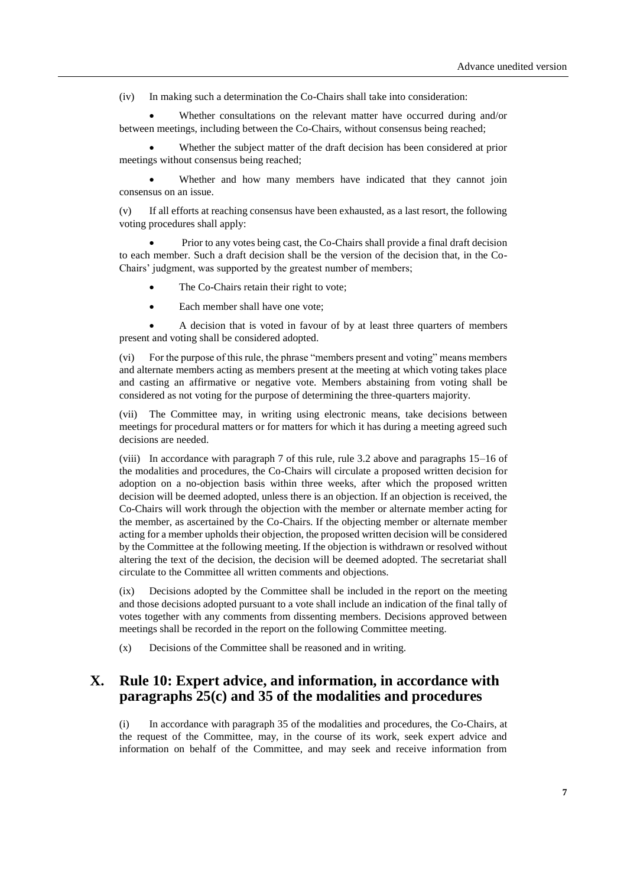(iv) In making such a determination the Co-Chairs shall take into consideration:

- Whether consultations on the relevant matter have occurred during and/or between meetings, including between the Co-Chairs, without consensus being reached;
- Whether the subject matter of the draft decision has been considered at prior meetings without consensus being reached;
- Whether and how many members have indicated that they cannot join consensus on an issue.

(v) If all efforts at reaching consensus have been exhausted, as a last resort, the following voting procedures shall apply:

- Prior to any votes being cast, the Co-Chairs shall provide a final draft decision to each member. Such a draft decision shall be the version of the decision that, in the Co-Chairs' judgment, was supported by the greatest number of members;
- The Co-Chairs retain their right to vote;
- Each member shall have one vote;
- A decision that is voted in favour of by at least three quarters of members present and voting shall be considered adopted.

(vi) For the purpose of this rule, the phrase "members present and voting" means members and alternate members acting as members present at the meeting at which voting takes place and casting an affirmative or negative vote. Members abstaining from voting shall be considered as not voting for the purpose of determining the three-quarters majority.

(vii) The Committee may, in writing using electronic means, take decisions between meetings for procedural matters or for matters for which it has during a meeting agreed such decisions are needed.

(viii) In accordance with paragraph 7 of this rule, rule 3.2 above and paragraphs 15–16 of the modalities and procedures, the Co-Chairs will circulate a proposed written decision for adoption on a no-objection basis within three weeks, after which the proposed written decision will be deemed adopted, unless there is an objection. If an objection is received, the Co-Chairs will work through the objection with the member or alternate member acting for the member, as ascertained by the Co-Chairs. If the objecting member or alternate member acting for a member upholds their objection, the proposed written decision will be considered by the Committee at the following meeting. If the objection is withdrawn or resolved without altering the text of the decision, the decision will be deemed adopted. The secretariat shall circulate to the Committee all written comments and objections.

(ix) Decisions adopted by the Committee shall be included in the report on the meeting and those decisions adopted pursuant to a vote shall include an indication of the final tally of votes together with any comments from dissenting members. Decisions approved between meetings shall be recorded in the report on the following Committee meeting.

(x) Decisions of the Committee shall be reasoned and in writing.

## X. Rule 10: Expert advice, and information, in accordance with paragraphs 25(c) and 35 of the modalities and procedures

(i) In accordance with paragraph 35 of the modalities and procedures, the Co-Chairs, at the request of the Committee, may, in the course of its work, seek expert advice and information on behalf of the Committee, and may seek and receive information from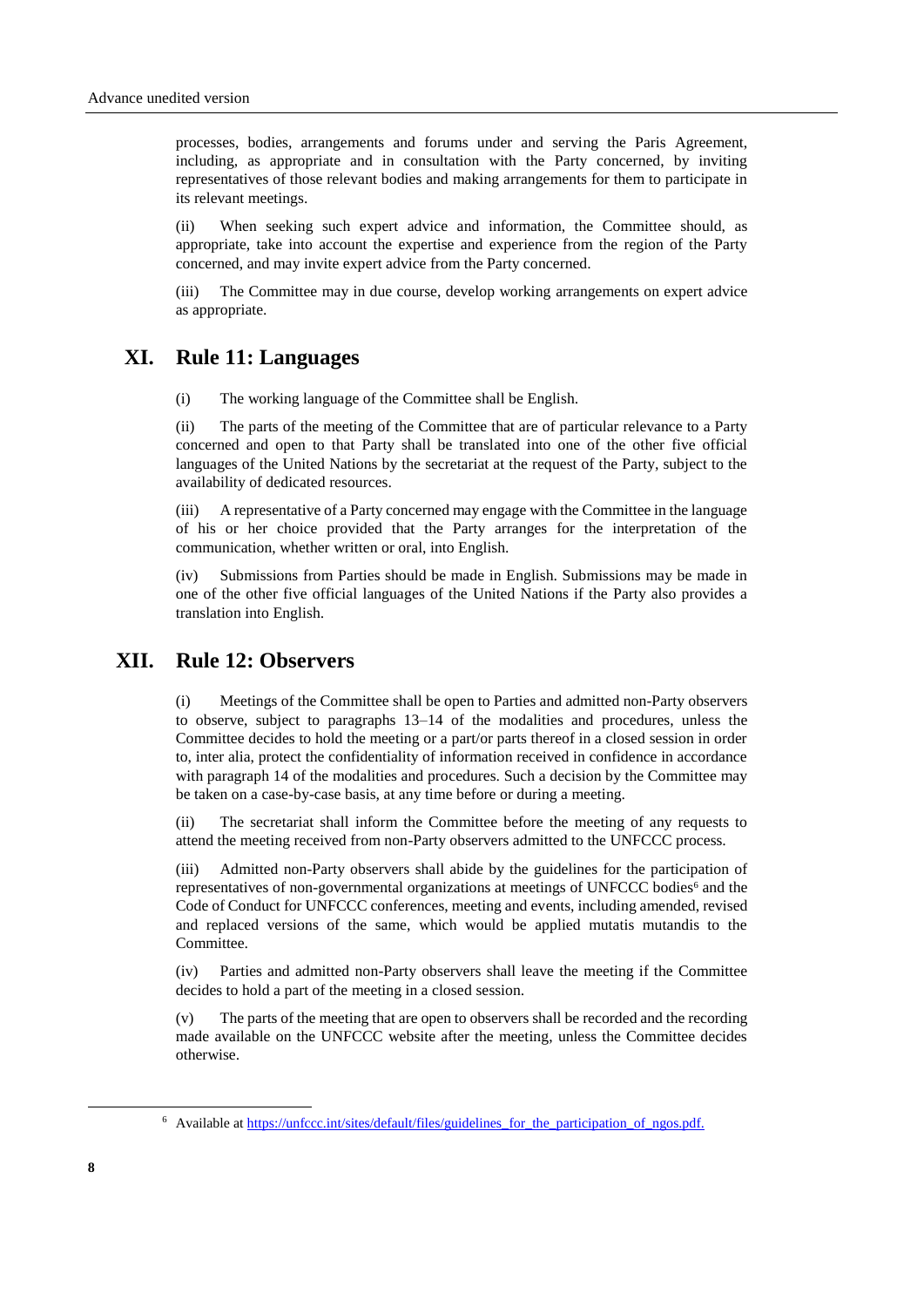processes, bodies, arrangements and forums under and serving the Paris Agreement, including, as appropriate and in consultation with the Party concerned, by inviting representatives of those relevant bodies and making arrangements for them to participate in its relevant meetings.

(ii) When seeking such expert advice and information, the Committee should, as appropriate, take into account the expertise and experience from the region of the Party concerned, and may invite expert advice from the Party concerned.

(iii) The Committee may in due course, develop working arrangements on expert advice as appropriate.

# XI. Rule 11: Languages

(i) The working language of the Committee shall be English.

(ii) The parts of the meeting of the Committee that are of particular relevance to a Party concerned and open to that Party shall be translated into one of the other five official languages of the United Nations by the secretariat at the request of the Party, subject to the availability of dedicated resources.

(iii) A representative of a Party concerned may engage with the Committee in the language of his or her choice provided that the Party arranges for the interpretation of the communication, whether written or oral, into English.

(iv) Submissions from Parties should be made in English. Submissions may be made in one of the other five official languages of the United Nations if the Party also provides a translation into English.

# XII. Rule 12: Observers

(i) Meetings of the Committee shall be open to Parties and admitted non-Party observers to observe, subject to paragraphs 13–14 of the modalities and procedures, unless the Committee decides to hold the meeting or a part/or parts thereof in a closed session in order to, inter alia, protect the confidentiality of information received in confidence in accordance with paragraph 14 of the modalities and procedures. Such a decision by the Committee may be taken on a case-by-case basis, at any time before or during a meeting.

(ii) The secretariat shall inform the Committee before the meeting of any requests to attend the meeting received from non-Party observers admitted to the UNFCCC process.

(iii) Admitted non-Party observers shall abide by the guidelines for the participation of representatives of non-governmental organizations at meetings of UNFCCC bodies[6] and the Code of Conduct for UNFCCC conferences, meeting and events, including amended, revised and replaced versions of the same, which would be applied mutatis mutandis to the Committee.

(iv) Parties and admitted non-Party observers shall leave the meeting if the Committee decides to hold a part of the meeting in a closed session.

(v) The parts of the meeting that are open to observers shall be recorded and the recording made available on the UNFCCC website after the meeting, unless the Committee decides otherwise.

[6] Available at https://unfccc.int/sites/default/files/guidelines_for_the_participation_of_ngos.pdf.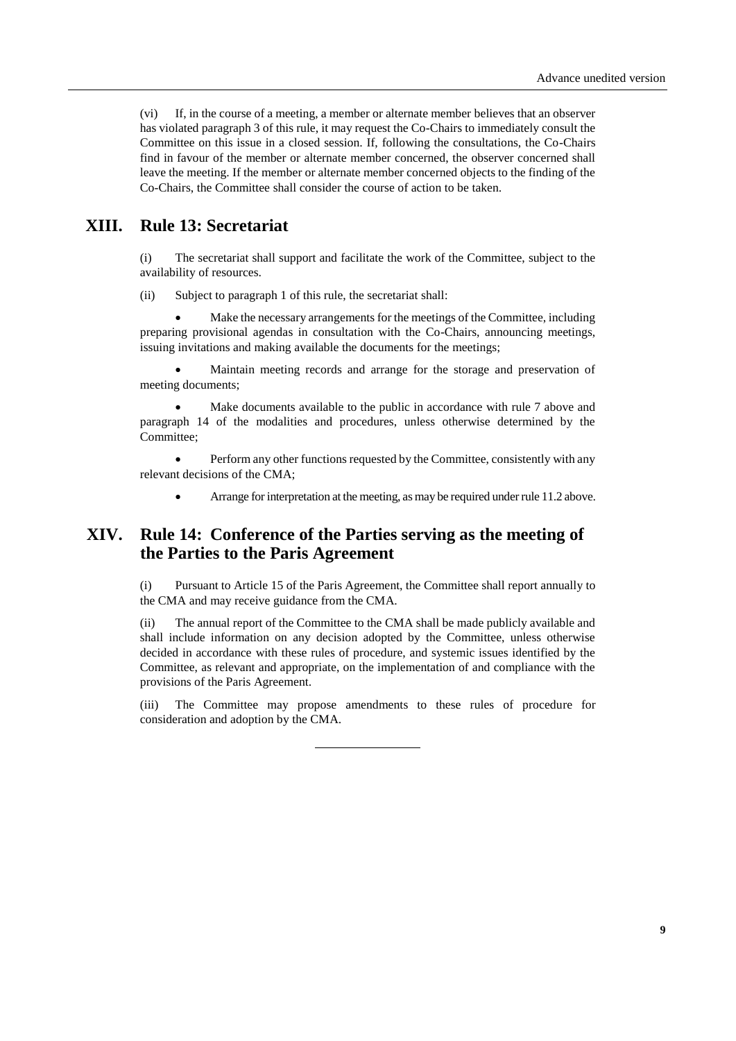(vi) If, in the course of a meeting, a member or alternate member believes that an observer has violated paragraph 3 of this rule, it may request the Co-Chairs to immediately consult the Committee on this issue in a closed session. If, following the consultations, the Co-Chairs find in favour of the member or alternate member concerned, the observer concerned shall leave the meeting. If the member or alternate member concerned objects to the finding of the Co-Chairs, the Committee shall consider the course of action to be taken.

## XIII. Rule 13: Secretariat

(i) The secretariat shall support and facilitate the work of the Committee, subject to the availability of resources.

(ii) Subject to paragraph 1 of this rule, the secretariat shall:

- Make the necessary arrangements for the meetings of the Committee, including preparing provisional agendas in consultation with the Co-Chairs, announcing meetings, issuing invitations and making available the documents for the meetings;
- Maintain meeting records and arrange for the storage and preservation of meeting documents;
- Make documents available to the public in accordance with rule 7 above and paragraph 14 of the modalities and procedures, unless otherwise determined by the Committee;
- Perform any other functions requested by the Committee, consistently with any relevant decisions of the CMA;
- Arrange for interpretation at the meeting, as may be required under rule 11.2 above.

## XIV. Rule 14: Conference of the Parties serving as the meeting of the Parties to the Paris Agreement

(i) Pursuant to Article 15 of the Paris Agreement, the Committee shall report annually to the CMA and may receive guidance from the CMA.

(ii) The annual report of the Committee to the CMA shall be made publicly available and shall include information on any decision adopted by the Committee, unless otherwise decided in accordance with these rules of procedure, and systemic issues identified by the Committee, as relevant and appropriate, on the implementation of and compliance with the provisions of the Paris Agreement.

(iii) The Committee may propose amendments to these rules of procedure for consideration and adoption by the CMA.